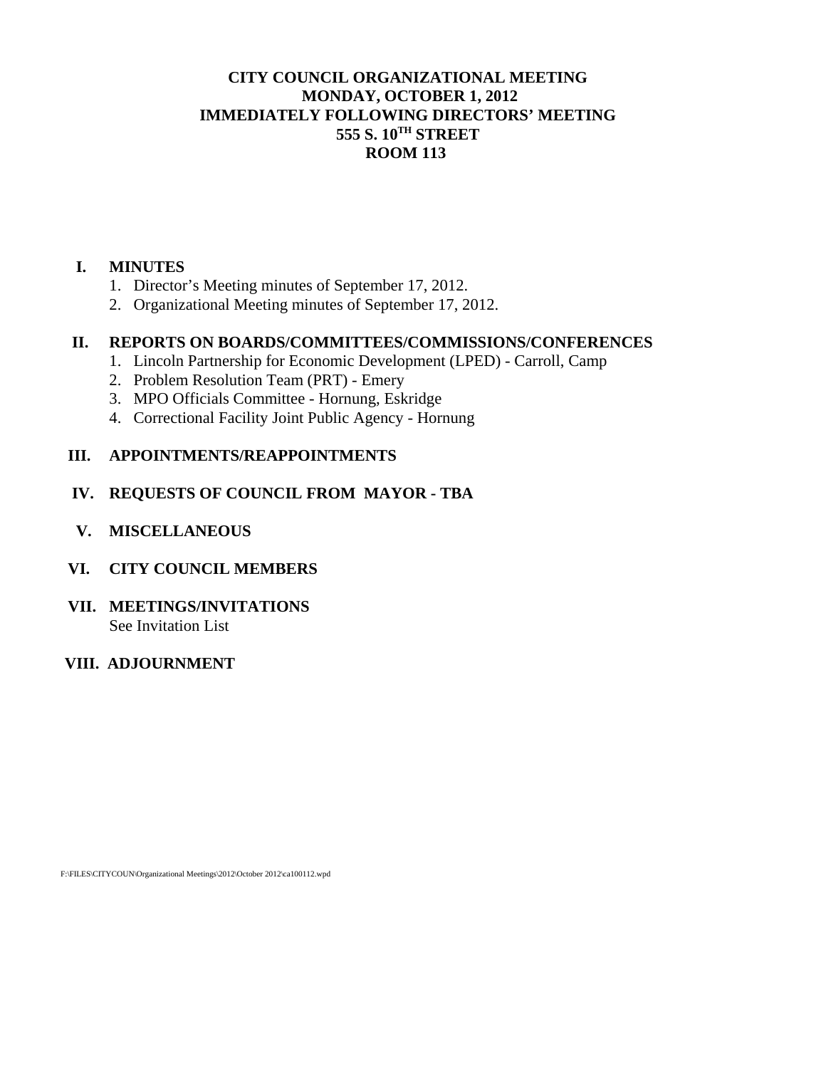# CITY COUNCIL ORGANIZATIONAL MEETING
## MONDAY, OCTOBER 1, 2012
## IMMEDIATELY FOLLOWING DIRECTORS' MEETING
## 555 S. 10TH STREET
## ROOM 113

**I. MINUTES**

1. Director's Meeting minutes of September 17, 2012.
2. Organizational Meeting minutes of September 17, 2012.

**II. REPORTS ON BOARDS/COMMITTEES/COMMISSIONS/CONFERENCES**

1. Lincoln Partnership for Economic Development (LPED) - Carroll, Camp
2. Problem Resolution Team (PRT) - Emery
3. MPO Officials Committee - Hornung, Eskridge
4. Correctional Facility Joint Public Agency - Hornung

**III. APPOINTMENTS/REAPPOINTMENTS**

**IV. REQUESTS OF COUNCIL FROM MAYOR - TBA**

**V. MISCELLANEOUS**

**VI. CITY COUNCIL MEMBERS**

**VII. MEETINGS/INVITATIONS**

See Invitation List

**VIII. ADJOURNMENT**

F:\FILES\CITYCOUN\Organizational Meetings\2012\October 2012\ca100112.wpd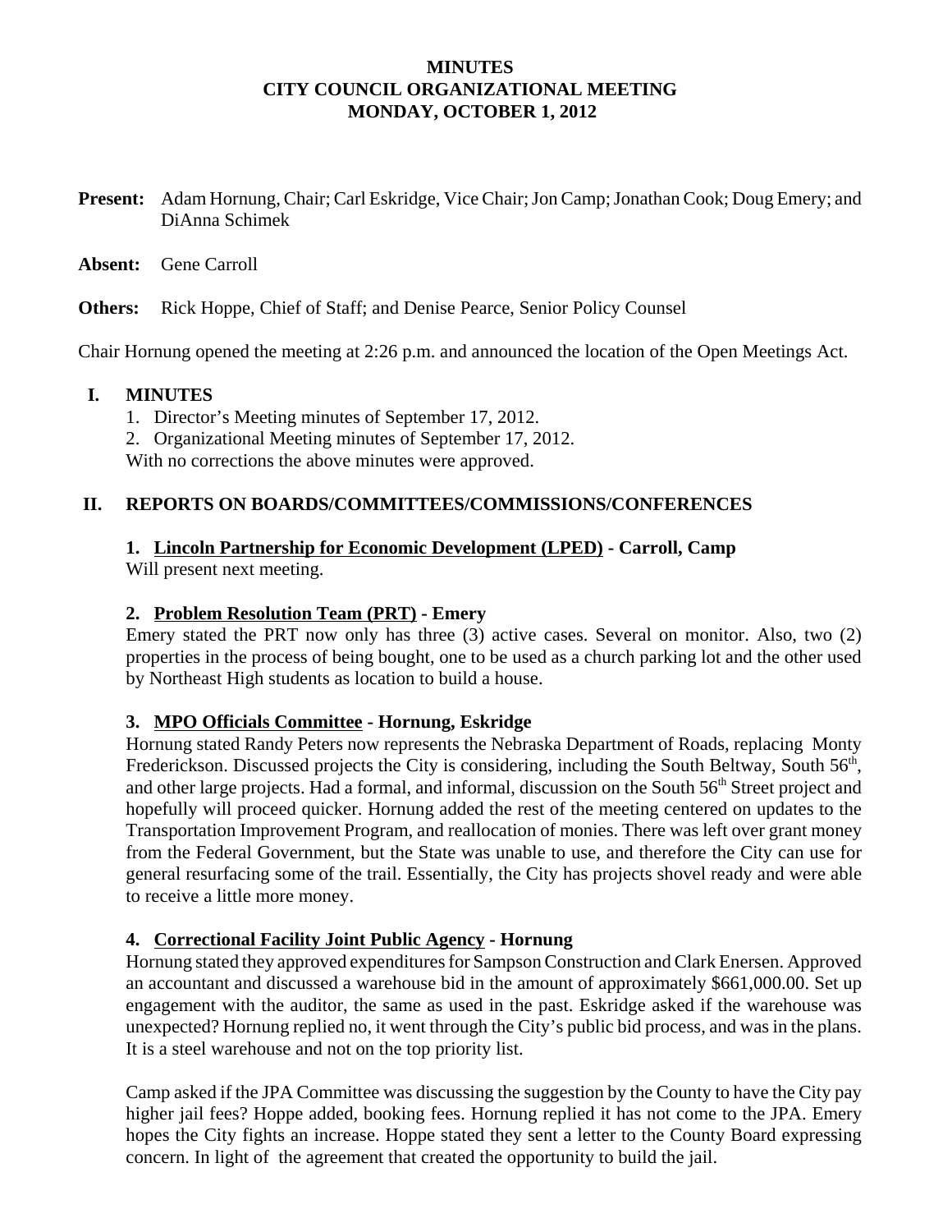**MINUTES**
**CITY COUNCIL ORGANIZATIONAL MEETING**
**MONDAY, OCTOBER 1, 2012**

**Present:** Adam Hornung, Chair; Carl Eskridge, Vice Chair; Jon Camp; Jonathan Cook; Doug Emery; and DiAnna Schimek

**Absent:** Gene Carroll

**Others:** Rick Hoppe, Chief of Staff; and Denise Pearce, Senior Policy Counsel

Chair Hornung opened the meeting at 2:26 p.m. and announced the location of the Open Meetings Act.

## I. MINUTES

1. Director's Meeting minutes of September 17, 2012.
2. Organizational Meeting minutes of September 17, 2012.

With no corrections the above minutes were approved.

## II. REPORTS ON BOARDS/COMMITTEES/COMMISSIONS/CONFERENCES

### 1. Lincoln Partnership for Economic Development (LPED) - Carroll, Camp

Will present next meeting.

### 2. Problem Resolution Team (PRT) - Emery

Emery stated the PRT now only has three (3) active cases. Several on monitor. Also, two (2) properties in the process of being bought, one to be used as a church parking lot and the other used by Northeast High students as location to build a house.

### 3. MPO Officials Committee - Hornung, Eskridge

Hornung stated Randy Peters now represents the Nebraska Department of Roads, replacing Monty Frederickson. Discussed projects the City is considering, including the South Beltway, South 56th, and other large projects. Had a formal, and informal, discussion on the South 56th Street project and hopefully will proceed quicker. Hornung added the rest of the meeting centered on updates to the Transportation Improvement Program, and reallocation of monies. There was left over grant money from the Federal Government, but the State was unable to use, and therefore the City can use for general resurfacing some of the trail. Essentially, the City has projects shovel ready and were able to receive a little more money.

### 4. Correctional Facility Joint Public Agency - Hornung

Hornung stated they approved expenditures for Sampson Construction and Clark Enersen. Approved an accountant and discussed a warehouse bid in the amount of approximately $661,000.00. Set up engagement with the auditor, the same as used in the past. Eskridge asked if the warehouse was unexpected? Hornung replied no, it went through the City's public bid process, and was in the plans. It is a steel warehouse and not on the top priority list.

Camp asked if the JPA Committee was discussing the suggestion by the County to have the City pay higher jail fees? Hoppe added, booking fees. Hornung replied it has not come to the JPA. Emery hopes the City fights an increase. Hoppe stated they sent a letter to the County Board expressing concern. In light of the agreement that created the opportunity to build the jail.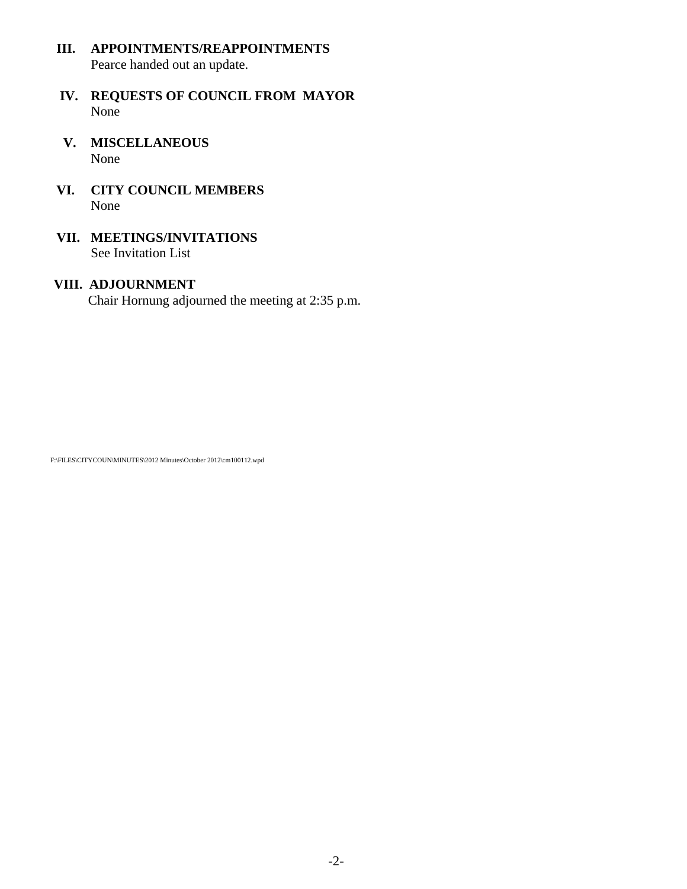**III. APPOINTMENTS/REAPPOINTMENTS**
Pearce handed out an update.

**IV. REQUESTS OF COUNCIL FROM MAYOR**
None

**V. MISCELLANEOUS**
None

**VI. CITY COUNCIL MEMBERS**
None

**VII. MEETINGS/INVITATIONS**
See Invitation List

**VIII. ADJOURNMENT**
Chair Hornung adjourned the meeting at 2:35 p.m.

F:\FILES\CITYCOUN\MINUTES\2012 Minutes\October 2012\cm100112.wpd